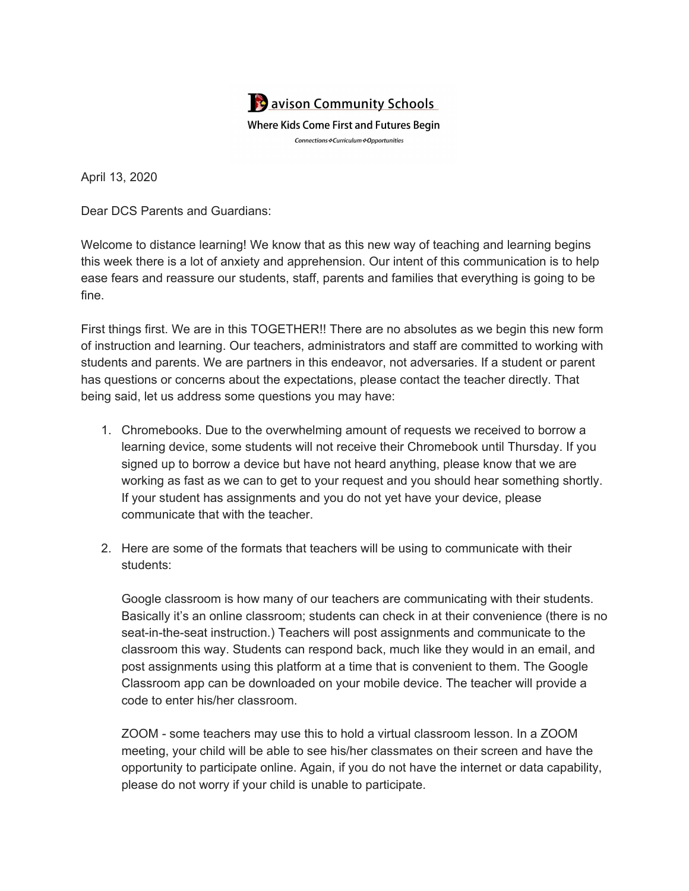**Davison Community Schools**

Where Kids Come First and Futures Begin

*Connections ❖ Curriculum ❖ Opportunities*

April 13, 2020

Dear DCS Parents and Guardians:

Welcome to distance learning! We know that as this new way of teaching and learning begins this week there is a lot of anxiety and apprehension. Our intent of this communication is to help ease fears and reassure our students, staff, parents and families that everything is going to be fine.

First things first. We are in this TOGETHER!! There are no absolutes as we begin this new form of instruction and learning. Our teachers, administrators and staff are committed to working with students and parents. We are partners in this endeavor, not adversaries. If a student or parent has questions or concerns about the expectations, please contact the teacher directly. That being said, let us address some questions you may have:

1. Chromebooks. Due to the overwhelming amount of requests we received to borrow a learning device, some students will not receive their Chromebook until Thursday. If you signed up to borrow a device but have not heard anything, please know that we are working as fast as we can to get to your request and you should hear something shortly. If your student has assignments and you do not yet have your device, please communicate that with the teacher.

2. Here are some of the formats that teachers will be using to communicate with their students:

   Google classroom is how many of our teachers are communicating with their students. Basically it's an online classroom; students can check in at their convenience (there is no seat-in-the-seat instruction.) Teachers will post assignments and communicate to the classroom this way. Students can respond back, much like they would in an email, and post assignments using this platform at a time that is convenient to them. The Google Classroom app can be downloaded on your mobile device. The teacher will provide a code to enter his/her classroom.

   ZOOM - some teachers may use this to hold a virtual classroom lesson. In a ZOOM meeting, your child will be able to see his/her classmates on their screen and have the opportunity to participate online. Again, if you do not have the internet or data capability, please do not worry if your child is unable to participate.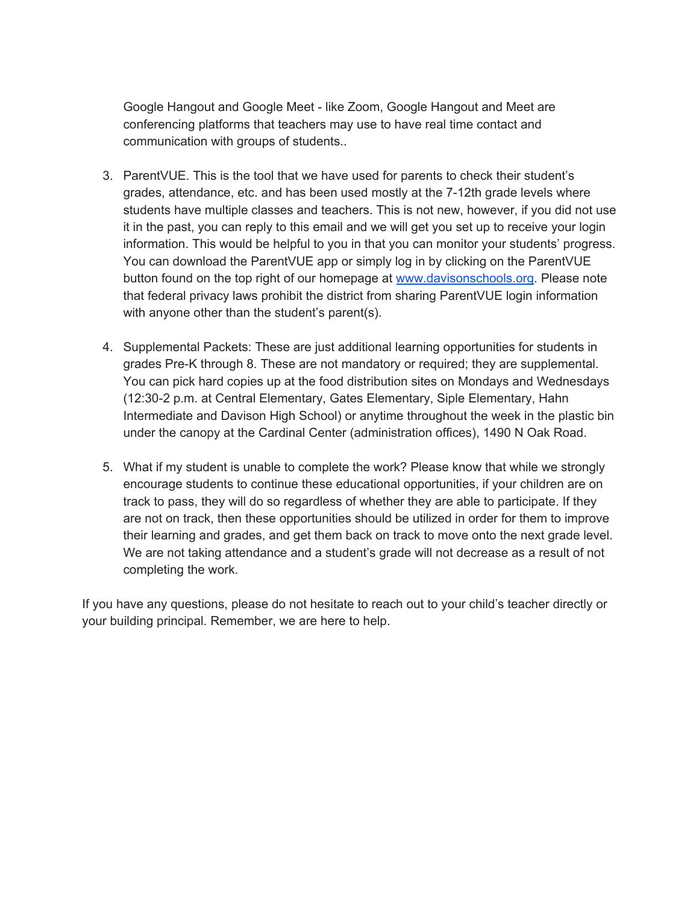Google Hangout and Google Meet - like Zoom, Google Hangout and Meet are conferencing platforms that teachers may use to have real time contact and communication with groups of students..

3. ParentVUE. This is the tool that we have used for parents to check their student's grades, attendance, etc. and has been used mostly at the 7-12th grade levels where students have multiple classes and teachers. This is not new, however, if you did not use it in the past, you can reply to this email and we will get you set up to receive your login information. This would be helpful to you in that you can monitor your students' progress. You can download the ParentVUE app or simply log in by clicking on the ParentVUE button found on the top right of our homepage at [www.davisonschools.org](http://www.davisonschools.org). Please note that federal privacy laws prohibit the district from sharing ParentVUE login information with anyone other than the student's parent(s).

4. Supplemental Packets: These are just additional learning opportunities for students in grades Pre-K through 8. These are not mandatory or required; they are supplemental. You can pick hard copies up at the food distribution sites on Mondays and Wednesdays (12:30-2 p.m. at Central Elementary, Gates Elementary, Siple Elementary, Hahn Intermediate and Davison High School) or anytime throughout the week in the plastic bin under the canopy at the Cardinal Center (administration offices), 1490 N Oak Road.

5. What if my student is unable to complete the work? Please know that while we strongly encourage students to continue these educational opportunities, if your children are on track to pass, they will do so regardless of whether they are able to participate. If they are not on track, then these opportunities should be utilized in order for them to improve their learning and grades, and get them back on track to move onto the next grade level. We are not taking attendance and a student's grade will not decrease as a result of not completing the work.

If you have any questions, please do not hesitate to reach out to your child's teacher directly or your building principal. Remember, we are here to help.